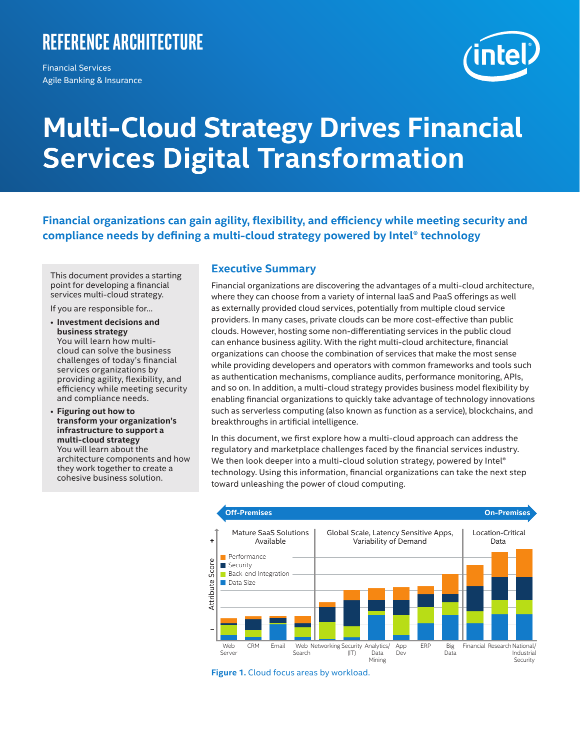REFERENCE ARCHITECTURE

Financial Services
Agile Banking & Insurance

# Multi-Cloud Strategy Drives Financial Services Digital Transformation

**Financial organizations can gain agility, flexibility, and efficiency while meeting security and compliance needs by defining a multi-cloud strategy powered by Intel® technology**

This document provides a starting point for developing a financial services multi-cloud strategy.

If you are responsible for...

- **Investment decisions and business strategy**
  You will learn how multi-cloud can solve the business challenges of today's financial services organizations by providing agility, flexibility, and efficiency while meeting security and compliance needs.
- **Figuring out how to transform your organization's infrastructure to support a multi-cloud strategy**
  You will learn about the architecture components and how they work together to create a cohesive business solution.

## Executive Summary

Financial organizations are discovering the advantages of a multi-cloud architecture, where they can choose from a variety of internal IaaS and PaaS offerings as well as externally provided cloud services, potentially from multiple cloud service providers. In many cases, private clouds can be more cost-effective than public clouds. However, hosting some non-differentiating services in the public cloud can enhance business agility. With the right multi-cloud architecture, financial organizations can choose the combination of services that make the most sense while providing developers and operators with common frameworks and tools such as authentication mechanisms, compliance audits, performance monitoring, APIs, and so on. In addition, a multi-cloud strategy provides business model flexibility by enabling financial organizations to quickly take advantage of technology innovations such as serverless computing (also known as function as a service), blockchains, and breakthroughs in artificial intelligence.

In this document, we first explore how a multi-cloud approach can address the regulatory and marketplace challenges faced by the financial services industry. We then look deeper into a multi-cloud solution strategy, powered by Intel® technology. Using this information, financial organizations can take the next step toward unleashing the power of cloud computing.

Figure 1. Cloud focus areas by workload.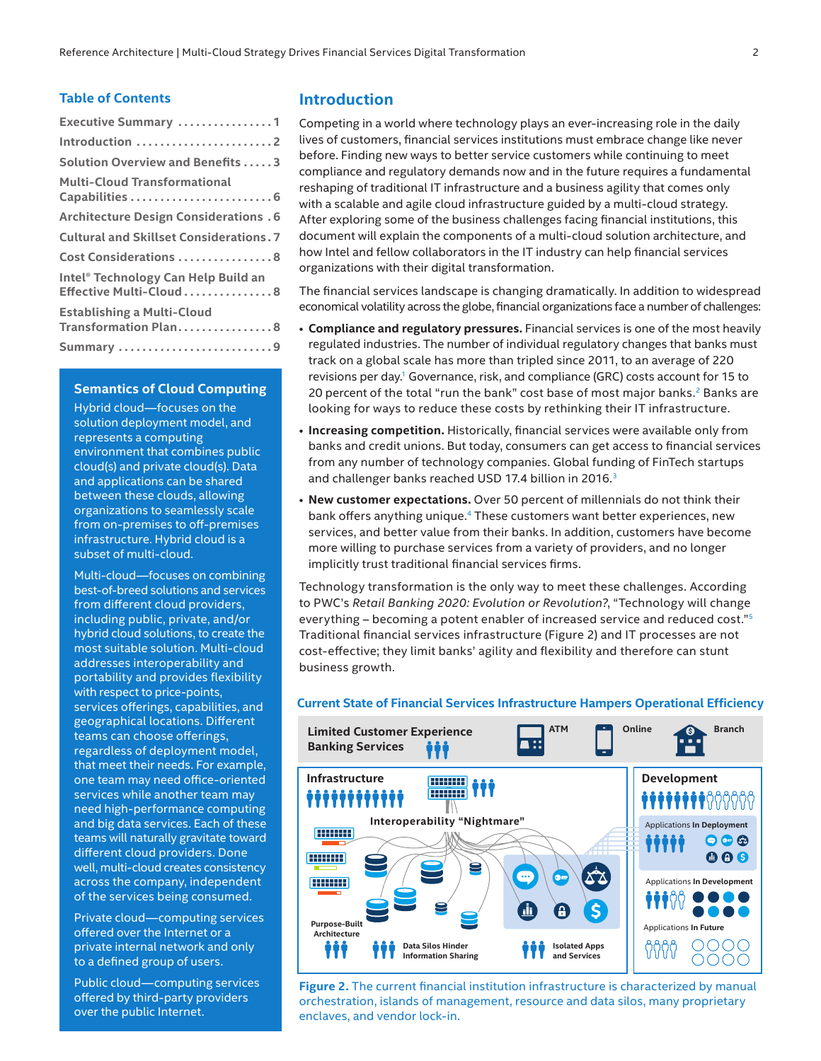## Table of Contents

- Executive Summary . . . . . . . . . . . . . . . . 1
- Introduction . . . . . . . . . . . . . . . . . . . . . 2
- Solution Overview and Benefits . . . . . 3
- Multi-Cloud Transformational Capabilities . . . . . . . . . . . . . . . . . . . . . . . 6
- Architecture Design Considerations . 6
- Cultural and Skillset Considerations . 7
- Cost Considerations . . . . . . . . . . . . . . . . 8
- Intel® Technology Can Help Build an Effective Multi-Cloud . . . . . . . . . . . . . . . 8
- Establishing a Multi-Cloud Transformation Plan . . . . . . . . . . . . . . . . 8
- Summary . . . . . . . . . . . . . . . . . . . . . . . . . 9

### Semantics of Cloud Computing

Hybrid cloud—focuses on the solution deployment model, and represents a computing environment that combines public cloud(s) and private cloud(s). Data and applications can be shared between these clouds, allowing organizations to seamlessly scale from on-premises to off-premises infrastructure. Hybrid cloud is a subset of multi-cloud.

Multi-cloud—focuses on combining best-of-breed solutions and services from different cloud providers, including public, private, and/or hybrid cloud solutions, to create the most suitable solution. Multi-cloud addresses interoperability and portability and provides flexibility with respect to price-points, services offerings, capabilities, and geographical locations. Different teams can choose offerings, regardless of deployment model, that meet their needs. For example, one team may need office-oriented services while another team may need high-performance computing and big data services. Each of these teams will naturally gravitate toward different cloud providers. Done well, multi-cloud creates consistency across the company, independent of the services being consumed.

Private cloud—computing services offered over the Internet or a private internal network and only to a defined group of users.

Public cloud—computing services offered by third-party providers over the public Internet.

## Introduction

Competing in a world where technology plays an ever-increasing role in the daily lives of customers, financial services institutions must embrace change like never before. Finding new ways to better service customers while continuing to meet compliance and regulatory demands now and in the future requires a fundamental reshaping of traditional IT infrastructure and a business agility that comes only with a scalable and agile cloud infrastructure guided by a multi-cloud strategy. After exploring some of the business challenges facing financial institutions, this document will explain the components of a multi-cloud solution architecture, and how Intel and fellow collaborators in the IT industry can help financial services organizations with their digital transformation.

The financial services landscape is changing dramatically. In addition to widespread economical volatility across the globe, financial organizations face a number of challenges:

- **Compliance and regulatory pressures.** Financial services is one of the most heavily regulated industries. The number of individual regulatory changes that banks must track on a global scale has more than tripled since 2011, to an average of 220 revisions per day.[1] Governance, risk, and compliance (GRC) costs account for 15 to 20 percent of the total "run the bank" cost base of most major banks.[2] Banks are looking for ways to reduce these costs by rethinking their IT infrastructure.
- **Increasing competition.** Historically, financial services were available only from banks and credit unions. But today, consumers can get access to financial services from any number of technology companies. Global funding of FinTech startups and challenger banks reached USD 17.4 billion in 2016.[3]
- **New customer expectations.** Over 50 percent of millennials do not think their bank offers anything unique.[4] These customers want better experiences, new services, and better value from their banks. In addition, customers have become more willing to purchase services from a variety of providers, and no longer implicitly trust traditional financial services firms.

Technology transformation is the only way to meet these challenges. According to PWC's *Retail Banking 2020: Evolution or Revolution?*, "Technology will change everything – becoming a potent enabler of increased service and reduced cost."[5] Traditional financial services infrastructure (Figure 2) and IT processes are not cost-effective; they limit banks' agility and flexibility and therefore can stunt business growth.

**Current State of Financial Services Infrastructure Hampers Operational Efficiency**

Limited Customer Experience Banking Services — ATM, Online, Branch

Infrastructure — Interoperability "Nightmare" — Purpose-Built Architecture — Data Silos Hinder Information Sharing — Isolated Apps and Services

Development — Applications In Deployment — Applications In Development — Applications In Future

**Figure 2.** The current financial institution infrastructure is characterized by manual orchestration, islands of management, resource and data silos, many proprietary enclaves, and vendor lock-in.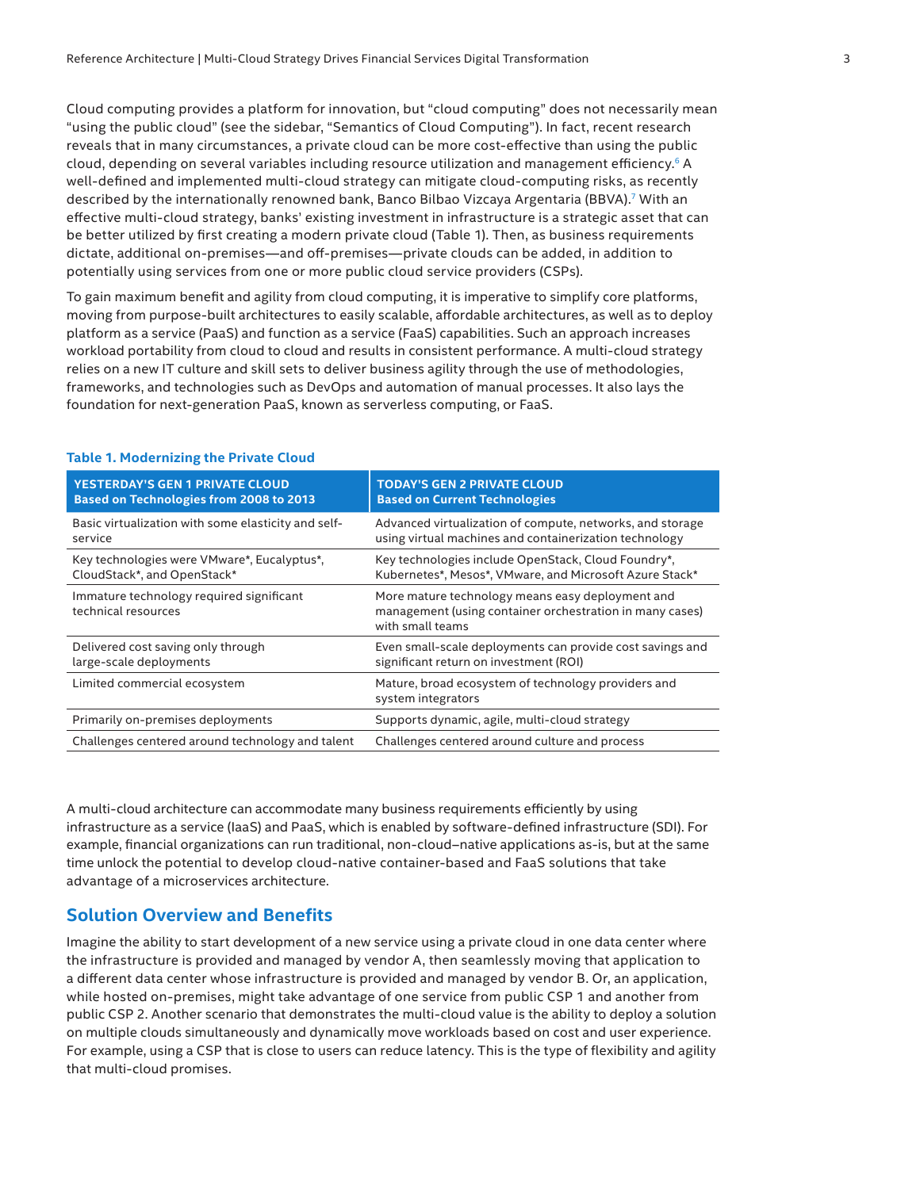Cloud computing provides a platform for innovation, but "cloud computing" does not necessarily mean "using the public cloud" (see the sidebar, "Semantics of Cloud Computing"). In fact, recent research reveals that in many circumstances, a private cloud can be more cost-effective than using the public cloud, depending on several variables including resource utilization and management efficiency.[6] A well-defined and implemented multi-cloud strategy can mitigate cloud-computing risks, as recently described by the internationally renowned bank, Banco Bilbao Vizcaya Argentaria (BBVA).[7] With an effective multi-cloud strategy, banks' existing investment in infrastructure is a strategic asset that can be better utilized by first creating a modern private cloud (Table 1). Then, as business requirements dictate, additional on-premises—and off-premises—private clouds can be added, in addition to potentially using services from one or more public cloud service providers (CSPs).

To gain maximum benefit and agility from cloud computing, it is imperative to simplify core platforms, moving from purpose-built architectures to easily scalable, affordable architectures, as well as to deploy platform as a service (PaaS) and function as a service (FaaS) capabilities. Such an approach increases workload portability from cloud to cloud and results in consistent performance. A multi-cloud strategy relies on a new IT culture and skill sets to deliver business agility through the use of methodologies, frameworks, and technologies such as DevOps and automation of manual processes. It also lays the foundation for next-generation PaaS, known as serverless computing, or FaaS.

**Table 1. Modernizing the Private Cloud**

| YESTERDAY'S GEN 1 PRIVATE CLOUD Based on Technologies from 2008 to 2013 | TODAY'S GEN 2 PRIVATE CLOUD Based on Current Technologies |
|---|---|
| Basic virtualization with some elasticity and self-service | Advanced virtualization of compute, networks, and storage using virtual machines and containerization technology |
| Key technologies were VMware*, Eucalyptus*, CloudStack*, and OpenStack* | Key technologies include OpenStack, Cloud Foundry*, Kubernetes*, Mesos*, VMware, and Microsoft Azure Stack* |
| Immature technology required significant technical resources | More mature technology means easy deployment and management (using container orchestration in many cases) with small teams |
| Delivered cost saving only through large-scale deployments | Even small-scale deployments can provide cost savings and significant return on investment (ROI) |
| Limited commercial ecosystem | Mature, broad ecosystem of technology providers and system integrators |
| Primarily on-premises deployments | Supports dynamic, agile, multi-cloud strategy |
| Challenges centered around technology and talent | Challenges centered around culture and process |

A multi-cloud architecture can accommodate many business requirements efficiently by using infrastructure as a service (IaaS) and PaaS, which is enabled by software-defined infrastructure (SDI). For example, financial organizations can run traditional, non-cloud–native applications as-is, but at the same time unlock the potential to develop cloud-native container-based and FaaS solutions that take advantage of a microservices architecture.

## Solution Overview and Benefits

Imagine the ability to start development of a new service using a private cloud in one data center where the infrastructure is provided and managed by vendor A, then seamlessly moving that application to a different data center whose infrastructure is provided and managed by vendor B. Or, an application, while hosted on-premises, might take advantage of one service from public CSP 1 and another from public CSP 2. Another scenario that demonstrates the multi-cloud value is the ability to deploy a solution on multiple clouds simultaneously and dynamically move workloads based on cost and user experience. For example, using a CSP that is close to users can reduce latency. This is the type of flexibility and agility that multi-cloud promises.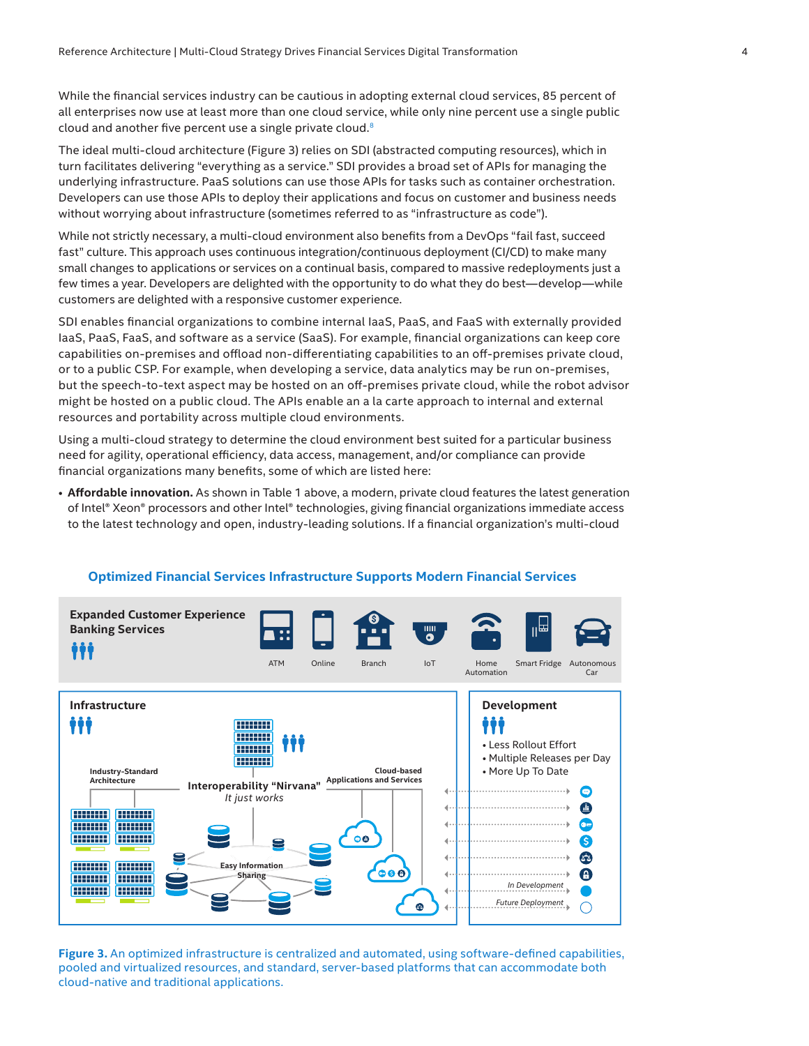While the financial services industry can be cautious in adopting external cloud services, 85 percent of all enterprises now use at least more than one cloud service, while only nine percent use a single public cloud and another five percent use a single private cloud.[8]

The ideal multi-cloud architecture (Figure 3) relies on SDI (abstracted computing resources), which in turn facilitates delivering "everything as a service." SDI provides a broad set of APIs for managing the underlying infrastructure. PaaS solutions can use those APIs for tasks such as container orchestration. Developers can use those APIs to deploy their applications and focus on customer and business needs without worrying about infrastructure (sometimes referred to as "infrastructure as code").

While not strictly necessary, a multi-cloud environment also benefits from a DevOps "fail fast, succeed fast" culture. This approach uses continuous integration/continuous deployment (CI/CD) to make many small changes to applications or services on a continual basis, compared to massive redeployments just a few times a year. Developers are delighted with the opportunity to do what they do best—develop—while customers are delighted with a responsive customer experience.

SDI enables financial organizations to combine internal IaaS, PaaS, and FaaS with externally provided IaaS, PaaS, FaaS, and software as a service (SaaS). For example, financial organizations can keep core capabilities on-premises and offload non-differentiating capabilities to an off-premises private cloud, or to a public CSP. For example, when developing a service, data analytics may be run on-premises, but the speech-to-text aspect may be hosted on an off-premises private cloud, while the robot advisor might be hosted on a public cloud. The APIs enable an a la carte approach to internal and external resources and portability across multiple cloud environments.

Using a multi-cloud strategy to determine the cloud environment best suited for a particular business need for agility, operational efficiency, data access, management, and/or compliance can provide financial organizations many benefits, some of which are listed here:

- **Affordable innovation.** As shown in Table 1 above, a modern, private cloud features the latest generation of Intel® Xeon® processors and other Intel® technologies, giving financial organizations immediate access to the latest technology and open, industry-leading solutions. If a financial organization's multi-cloud

**Optimized Financial Services Infrastructure Supports Modern Financial Services**

**Expanded Customer Experience Banking Services**

ATM | Online | Branch | IoT | Home Automation | Smart Fridge | Autonomous Car

**Infrastructure**

Industry-Standard Architecture

Interoperability "Nirvana" *It just works*

Cloud-based Applications and Services

Easy Information Sharing

**Development**

- Less Rollout Effort
- Multiple Releases per Day
- More Up To Date

*In Development*

*Future Deployment*

**Figure 3.** An optimized infrastructure is centralized and automated, using software-defined capabilities, pooled and virtualized resources, and standard, server-based platforms that can accommodate both cloud-native and traditional applications.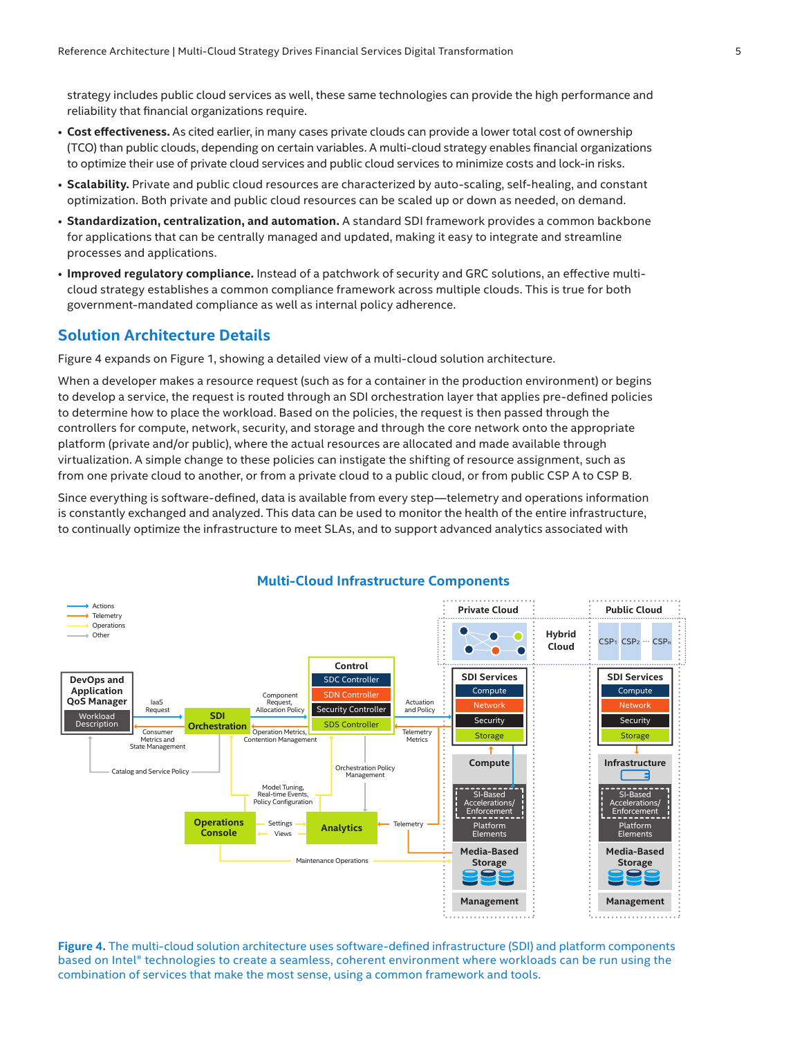strategy includes public cloud services as well, these same technologies can provide the high performance and reliability that financial organizations require.

- **Cost effectiveness.** As cited earlier, in many cases private clouds can provide a lower total cost of ownership (TCO) than public clouds, depending on certain variables. A multi-cloud strategy enables financial organizations to optimize their use of private cloud services and public cloud services to minimize costs and lock-in risks.
- **Scalability.** Private and public cloud resources are characterized by auto-scaling, self-healing, and constant optimization. Both private and public cloud resources can be scaled up or down as needed, on demand.
- **Standardization, centralization, and automation.** A standard SDI framework provides a common backbone for applications that can be centrally managed and updated, making it easy to integrate and streamline processes and applications.
- **Improved regulatory compliance.** Instead of a patchwork of security and GRC solutions, an effective multi-cloud strategy establishes a common compliance framework across multiple clouds. This is true for both government-mandated compliance as well as internal policy adherence.

## Solution Architecture Details

Figure 4 expands on Figure 1, showing a detailed view of a multi-cloud solution architecture.

When a developer makes a resource request (such as for a container in the production environment) or begins to develop a service, the request is routed through an SDI orchestration layer that applies pre-defined policies to determine how to place the workload. Based on the policies, the request is then passed through the controllers for compute, network, security, and storage and through the core network onto the appropriate platform (private and/or public), where the actual resources are allocated and made available through virtualization. A simple change to these policies can instigate the shifting of resource assignment, such as from one private cloud to another, or from a private cloud to a public cloud, or from public CSP A to CSP B.

Since everything is software-defined, data is available from every step—telemetry and operations information is constantly exchanged and analyzed. This data can be used to monitor the health of the entire infrastructure, to continually optimize the infrastructure to meet SLAs, and to support advanced analytics associated with

**Multi-Cloud Infrastructure Components**

**Figure 4.** The multi-cloud solution architecture uses software-defined infrastructure (SDI) and platform components based on Intel® technologies to create a seamless, coherent environment where workloads can be run using the combination of services that make the most sense, using a common framework and tools.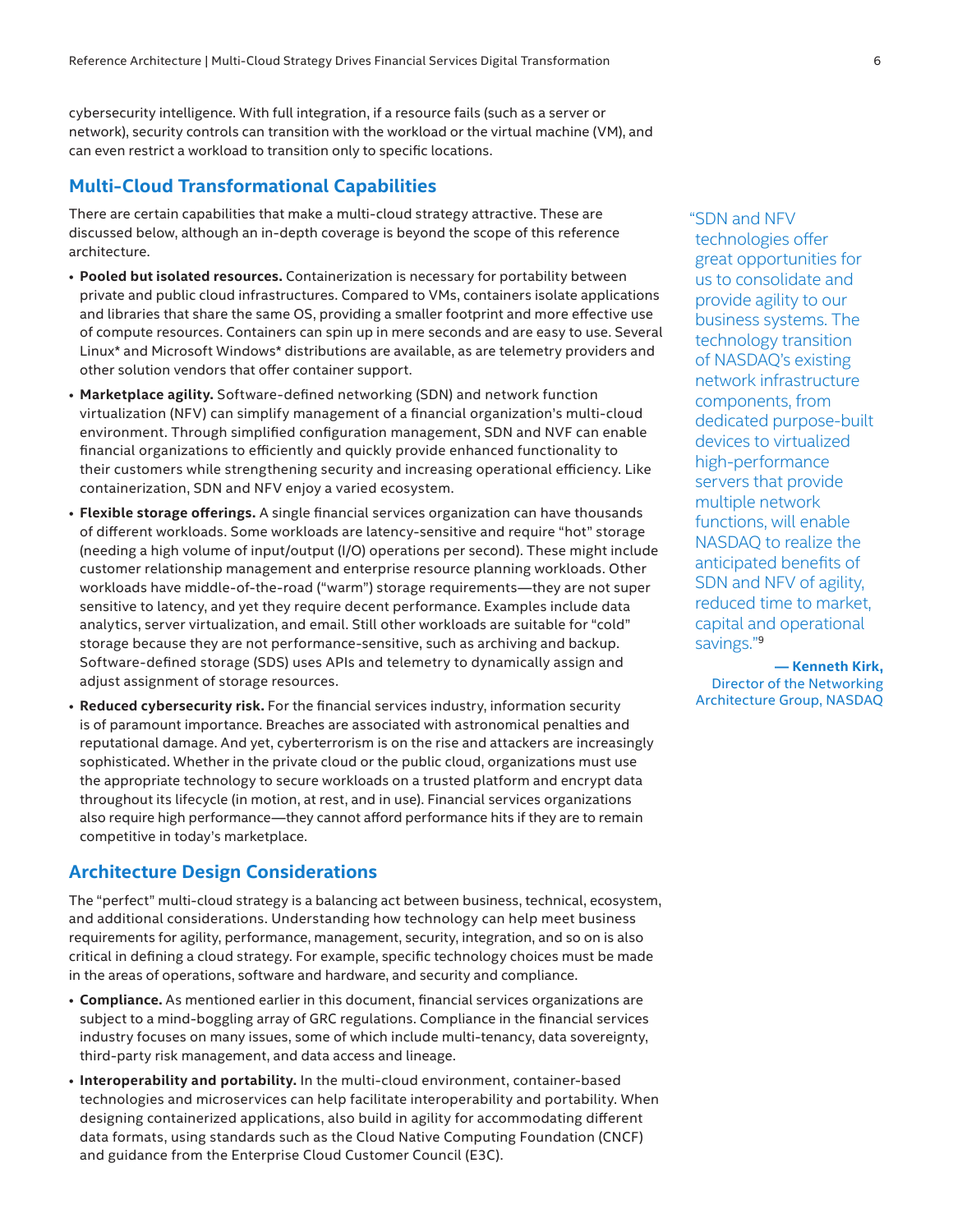cybersecurity intelligence. With full integration, if a resource fails (such as a server or network), security controls can transition with the workload or the virtual machine (VM), and can even restrict a workload to transition only to specific locations.

## Multi-Cloud Transformational Capabilities

There are certain capabilities that make a multi-cloud strategy attractive. These are discussed below, although an in-depth coverage is beyond the scope of this reference architecture.

- **Pooled but isolated resources.** Containerization is necessary for portability between private and public cloud infrastructures. Compared to VMs, containers isolate applications and libraries that share the same OS, providing a smaller footprint and more effective use of compute resources. Containers can spin up in mere seconds and are easy to use. Several Linux* and Microsoft Windows* distributions are available, as are telemetry providers and other solution vendors that offer container support.
- **Marketplace agility.** Software-defined networking (SDN) and network function virtualization (NFV) can simplify management of a financial organization's multi-cloud environment. Through simplified configuration management, SDN and NVF can enable financial organizations to efficiently and quickly provide enhanced functionality to their customers while strengthening security and increasing operational efficiency. Like containerization, SDN and NFV enjoy a varied ecosystem.
- **Flexible storage offerings.** A single financial services organization can have thousands of different workloads. Some workloads are latency-sensitive and require "hot" storage (needing a high volume of input/output (I/O) operations per second). These might include customer relationship management and enterprise resource planning workloads. Other workloads have middle-of-the-road ("warm") storage requirements—they are not super sensitive to latency, and yet they require decent performance. Examples include data analytics, server virtualization, and email. Still other workloads are suitable for "cold" storage because they are not performance-sensitive, such as archiving and backup. Software-defined storage (SDS) uses APIs and telemetry to dynamically assign and adjust assignment of storage resources.
- **Reduced cybersecurity risk.** For the financial services industry, information security is of paramount importance. Breaches are associated with astronomical penalties and reputational damage. And yet, cyberterrorism is on the rise and attackers are increasingly sophisticated. Whether in the private cloud or the public cloud, organizations must use the appropriate technology to secure workloads on a trusted platform and encrypt data throughout its lifecycle (in motion, at rest, and in use). Financial services organizations also require high performance—they cannot afford performance hits if they are to remain competitive in today's marketplace.

> "SDN and NFV technologies offer great opportunities for us to consolidate and provide agility to our business systems. The technology transition of NASDAQ's existing network infrastructure components, from dedicated purpose-built devices to virtualized high-performance servers that provide multiple network functions, will enable NASDAQ to realize the anticipated benefits of SDN and NFV of agility, reduced time to market, capital and operational savings."[9]
>
> **— Kenneth Kirk,** Director of the Networking Architecture Group, NASDAQ

## Architecture Design Considerations

The "perfect" multi-cloud strategy is a balancing act between business, technical, ecosystem, and additional considerations. Understanding how technology can help meet business requirements for agility, performance, management, security, integration, and so on is also critical in defining a cloud strategy. For example, specific technology choices must be made in the areas of operations, software and hardware, and security and compliance.

- **Compliance.** As mentioned earlier in this document, financial services organizations are subject to a mind-boggling array of GRC regulations. Compliance in the financial services industry focuses on many issues, some of which include multi-tenancy, data sovereignty, third-party risk management, and data access and lineage.
- **Interoperability and portability.** In the multi-cloud environment, container-based technologies and microservices can help facilitate interoperability and portability. When designing containerized applications, also build in agility for accommodating different data formats, using standards such as the Cloud Native Computing Foundation (CNCF) and guidance from the Enterprise Cloud Customer Council (E3C).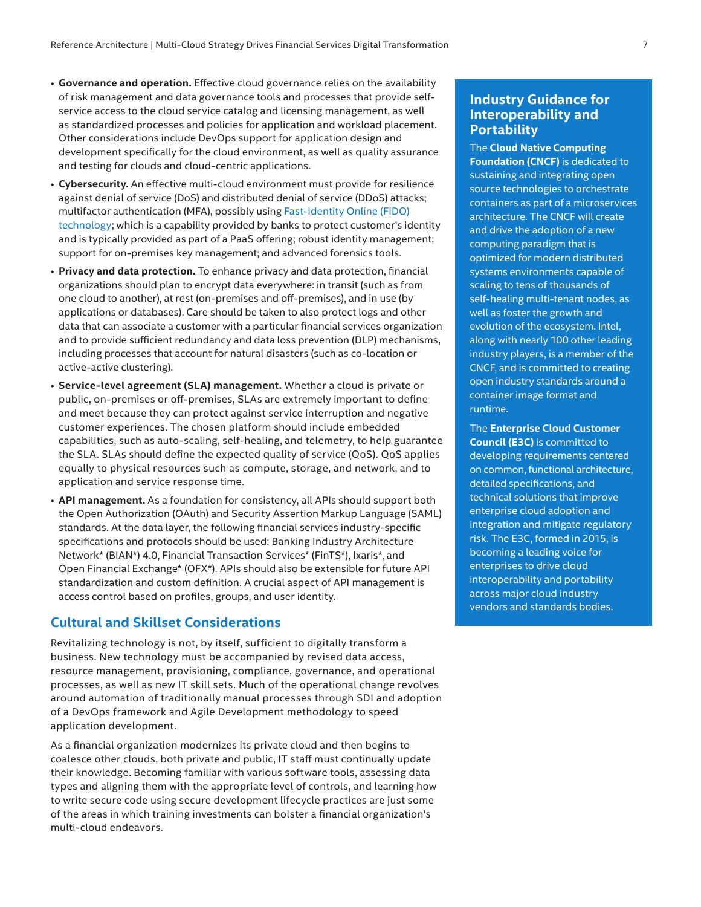- **Governance and operation.** Effective cloud governance relies on the availability of risk management and data governance tools and processes that provide self-service access to the cloud service catalog and licensing management, as well as standardized processes and policies for application and workload placement. Other considerations include DevOps support for application design and development specifically for the cloud environment, as well as quality assurance and testing for clouds and cloud-centric applications.
- **Cybersecurity.** An effective multi-cloud environment must provide for resilience against denial of service (DoS) and distributed denial of service (DDoS) attacks; multifactor authentication (MFA), possibly using Fast-Identity Online (FIDO) technology; which is a capability provided by banks to protect customer's identity and is typically provided as part of a PaaS offering; robust identity management; support for on-premises key management; and advanced forensics tools.
- **Privacy and data protection.** To enhance privacy and data protection, financial organizations should plan to encrypt data everywhere: in transit (such as from one cloud to another), at rest (on-premises and off-premises), and in use (by applications or databases). Care should be taken to also protect logs and other data that can associate a customer with a particular financial services organization and to provide sufficient redundancy and data loss prevention (DLP) mechanisms, including processes that account for natural disasters (such as co-location or active-active clustering).
- **Service-level agreement (SLA) management.** Whether a cloud is private or public, on-premises or off-premises, SLAs are extremely important to define and meet because they can protect against service interruption and negative customer experiences. The chosen platform should include embedded capabilities, such as auto-scaling, self-healing, and telemetry, to help guarantee the SLA. SLAs should define the expected quality of service (QoS). QoS applies equally to physical resources such as compute, storage, and network, and to application and service response time.
- **API management.** As a foundation for consistency, all APIs should support both the Open Authorization (OAuth) and Security Assertion Markup Language (SAML) standards. At the data layer, the following financial services industry-specific specifications and protocols should be used: Banking Industry Architecture Network* (BIAN*) 4.0, Financial Transaction Services* (FinTS*), Ixaris*, and Open Financial Exchange* (OFX*). APIs should also be extensible for future API standardization and custom definition. A crucial aspect of API management is access control based on profiles, groups, and user identity.

## Cultural and Skillset Considerations

Revitalizing technology is not, by itself, sufficient to digitally transform a business. New technology must be accompanied by revised data access, resource management, provisioning, compliance, governance, and operational processes, as well as new IT skill sets. Much of the operational change revolves around automation of traditionally manual processes through SDI and adoption of a DevOps framework and Agile Development methodology to speed application development.

As a financial organization modernizes its private cloud and then begins to coalesce other clouds, both private and public, IT staff must continually update their knowledge. Becoming familiar with various software tools, assessing data types and aligning them with the appropriate level of controls, and learning how to write secure code using secure development lifecycle practices are just some of the areas in which training investments can bolster a financial organization's multi-cloud endeavors.

### Industry Guidance for Interoperability and Portability

The **Cloud Native Computing Foundation (CNCF)** is dedicated to sustaining and integrating open source technologies to orchestrate containers as part of a microservices architecture. The CNCF will create and drive the adoption of a new computing paradigm that is optimized for modern distributed systems environments capable of scaling to tens of thousands of self-healing multi-tenant nodes, as well as foster the growth and evolution of the ecosystem. Intel, along with nearly 100 other leading industry players, is a member of the CNCF, and is committed to creating open industry standards around a container image format and runtime.

The **Enterprise Cloud Customer Council (E3C)** is committed to developing requirements centered on common, functional architecture, detailed specifications, and technical solutions that improve enterprise cloud adoption and integration and mitigate regulatory risk. The E3C, formed in 2015, is becoming a leading voice for enterprises to drive cloud interoperability and portability across major cloud industry vendors and standards bodies.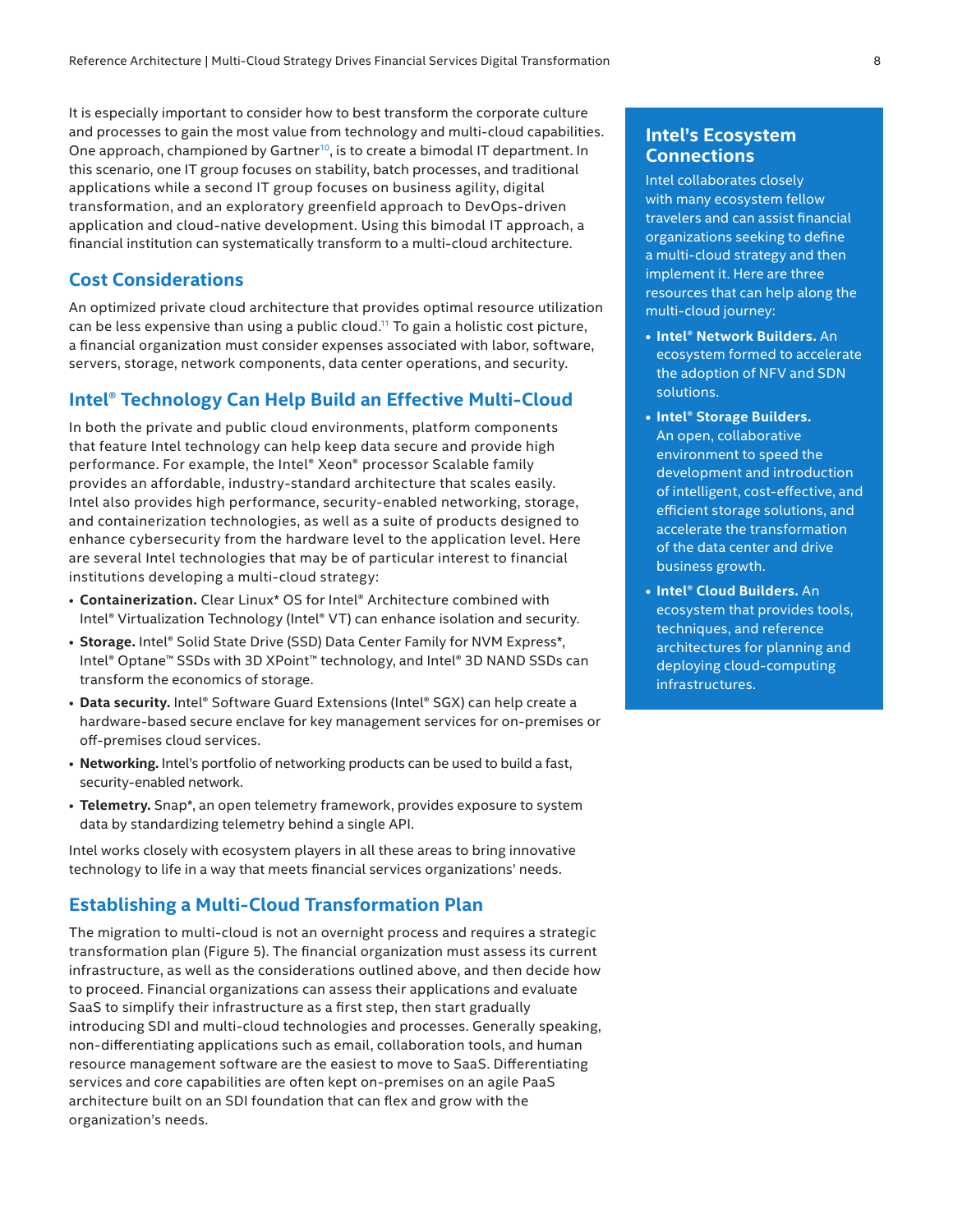It is especially important to consider how to best transform the corporate culture and processes to gain the most value from technology and multi-cloud capabilities. One approach, championed by Gartner[10], is to create a bimodal IT department. In this scenario, one IT group focuses on stability, batch processes, and traditional applications while a second IT group focuses on business agility, digital transformation, and an exploratory greenfield approach to DevOps-driven application and cloud-native development. Using this bimodal IT approach, a financial institution can systematically transform to a multi-cloud architecture.

## Cost Considerations

An optimized private cloud architecture that provides optimal resource utilization can be less expensive than using a public cloud.[11] To gain a holistic cost picture, a financial organization must consider expenses associated with labor, software, servers, storage, network components, data center operations, and security.

## Intel® Technology Can Help Build an Effective Multi-Cloud

In both the private and public cloud environments, platform components that feature Intel technology can help keep data secure and provide high performance. For example, the Intel® Xeon® processor Scalable family provides an affordable, industry-standard architecture that scales easily. Intel also provides high performance, security-enabled networking, storage, and containerization technologies, as well as a suite of products designed to enhance cybersecurity from the hardware level to the application level. Here are several Intel technologies that may be of particular interest to financial institutions developing a multi-cloud strategy:

- **Containerization.** Clear Linux* OS for Intel® Architecture combined with Intel® Virtualization Technology (Intel® VT) can enhance isolation and security.
- **Storage.** Intel® Solid State Drive (SSD) Data Center Family for NVM Express*, Intel® Optane™ SSDs with 3D XPoint™ technology, and Intel® 3D NAND SSDs can transform the economics of storage.
- **Data security.** Intel® Software Guard Extensions (Intel® SGX) can help create a hardware-based secure enclave for key management services for on-premises or off-premises cloud services.
- **Networking.** Intel's portfolio of networking products can be used to build a fast, security-enabled network.
- **Telemetry.** Snap*, an open telemetry framework, provides exposure to system data by standardizing telemetry behind a single API.

Intel works closely with ecosystem players in all these areas to bring innovative technology to life in a way that meets financial services organizations' needs.

## Establishing a Multi-Cloud Transformation Plan

The migration to multi-cloud is not an overnight process and requires a strategic transformation plan (Figure 5). The financial organization must assess its current infrastructure, as well as the considerations outlined above, and then decide how to proceed. Financial organizations can assess their applications and evaluate SaaS to simplify their infrastructure as a first step, then start gradually introducing SDI and multi-cloud technologies and processes. Generally speaking, non-differentiating applications such as email, collaboration tools, and human resource management software are the easiest to move to SaaS. Differentiating services and core capabilities are often kept on-premises on an agile PaaS architecture built on an SDI foundation that can flex and grow with the organization's needs.

## Intel's Ecosystem Connections

Intel collaborates closely with many ecosystem fellow travelers and can assist financial organizations seeking to define a multi-cloud strategy and then implement it. Here are three resources that can help along the multi-cloud journey:

- **Intel® Network Builders.** An ecosystem formed to accelerate the adoption of NFV and SDN solutions.
- **Intel® Storage Builders.** An open, collaborative environment to speed the development and introduction of intelligent, cost-effective, and efficient storage solutions, and accelerate the transformation of the data center and drive business growth.
- **Intel® Cloud Builders.** An ecosystem that provides tools, techniques, and reference architectures for planning and deploying cloud-computing infrastructures.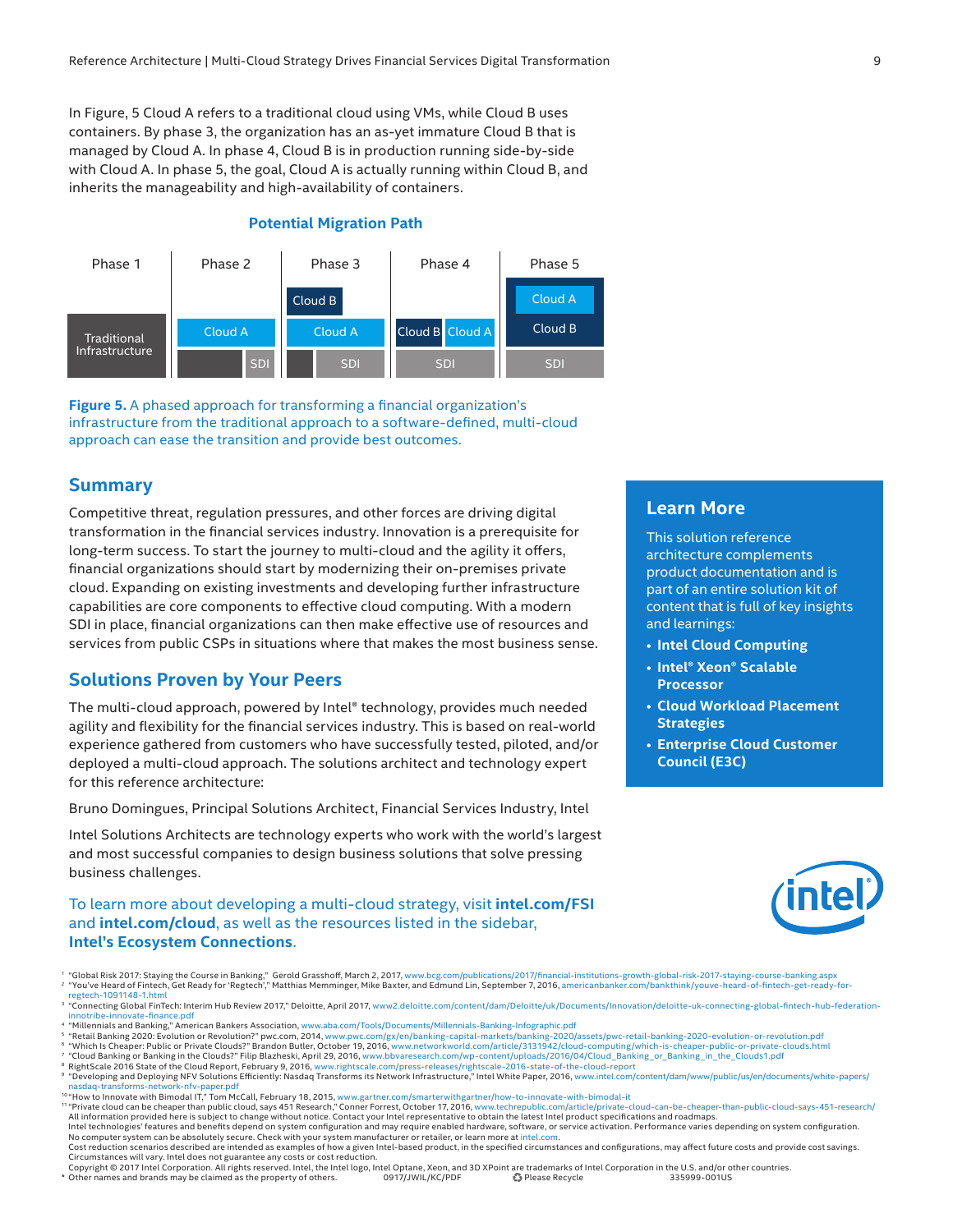In Figure, 5 Cloud A refers to a traditional cloud using VMs, while Cloud B uses containers. By phase 3, the organization has an as-yet immature Cloud B that is managed by Cloud A. In phase 4, Cloud B is in production running side-by-side with Cloud A. In phase 5, the goal, Cloud A is actually running within Cloud B, and inherits the manageability and high-availability of containers.

**Potential Migration Path**

Phase 1
Traditional Infrastructure

Phase 2
Cloud A
SDI

Phase 3
Cloud B
Cloud A
SDI

Phase 4
Cloud B
Cloud A
SDI

Phase 5
Cloud A
Cloud B
SDI

**Figure 5.** A phased approach for transforming a financial organization's infrastructure from the traditional approach to a software-defined, multi-cloud approach can ease the transition and provide best outcomes.

## Summary

Competitive threat, regulation pressures, and other forces are driving digital transformation in the financial services industry. Innovation is a prerequisite for long-term success. To start the journey to multi-cloud and the agility it offers, financial organizations should start by modernizing their on-premises private cloud. Expanding on existing investments and developing further infrastructure capabilities are core components to effective cloud computing. With a modern SDI in place, financial organizations can then make effective use of resources and services from public CSPs in situations where that makes the most business sense.

## Solutions Proven by Your Peers

The multi-cloud approach, powered by Intel® technology, provides much needed agility and flexibility for the financial services industry. This is based on real-world experience gathered from customers who have successfully tested, piloted, and/or deployed a multi-cloud approach. The solutions architect and technology expert for this reference architecture:

Bruno Domingues, Principal Solutions Architect, Financial Services Industry, Intel

Intel Solutions Architects are technology experts who work with the world's largest and most successful companies to design business solutions that solve pressing business challenges.

To learn more about developing a multi-cloud strategy, visit **intel.com/FSI** and **intel.com/cloud**, as well as the resources listed in the sidebar, **Intel's Ecosystem Connections**.

## Learn More

This solution reference architecture complements product documentation and is part of an entire solution kit of content that is full of key insights and learnings:

- **Intel Cloud Computing**
- **Intel® Xeon® Scalable Processor**
- **Cloud Workload Placement Strategies**
- **Enterprise Cloud Customer Council (E3C)**

[1] "Global Risk 2017: Staying the Course in Banking," Gerold Grasshoff, March 2, 2017, www.bcg.com/publications/2017/financial-institutions-growth-global-risk-2017-staying-course-banking.aspx
[2] "You've Heard of Fintech, Get Ready for 'Regtech'," Matthias Memminger, Mike Baxter, and Edmund Lin, September 7, 2016, americanbanker.com/bankthink/youve-heard-of-fintech-get-ready-for-regtech-1091148-1.html
[3] "Connecting Global FinTech: Interim Hub Review 2017," Deloitte, April 2017, www2.deloitte.com/content/dam/Deloitte/uk/Documents/Innovation/deloitte-uk-connecting-global-fintech-hub-federation-innotribe-innovate-finance.pdf
[4] "Millennials and Banking," American Bankers Association, www.aba.com/Tools/Documents/Millennials-Banking-Infographic.pdf
[5] "Retail Banking 2020: Evolution or Revolution?" pwc.com, 2014, www.pwc.com/gx/en/banking-capital-markets/banking-2020/assets/pwc-retail-banking-2020-evolution-or-revolution.pdf
[6] "Which Is Cheaper: Public or Private Clouds?" Brandon Butler, October 19, 2016, www.networkworld.com/article/3131942/cloud-computing/which-is-cheaper-public-or-private-clouds.html
[7] "Cloud Banking or Banking in the Clouds?" Filip Blazheski, April 29, 2016, www.bbvaresearch.com/wp-content/uploads/2016/04/Cloud_Banking_or_Banking_in_the_Clouds1.pdf
[8] RightScale 2016 State of the Cloud Report, February 9, 2016, www.rightscale.com/press-releases/rightscale-2016-state-of-the-cloud-report
[9] "Developing and Deploying NFV Solutions Efficiently: Nasdaq Transforms its Network Infrastructure," Intel White Paper, 2016, www.intel.com/content/dam/www/public/us/en/documents/white-papers/nasdaq-transforms-network-nfv-paper.pdf
[10] "How to Innovate with Bimodal IT," Tom McCall, February 18, 2015, www.gartner.com/smarterwithgartner/how-to-innovate-with-bimodal-it
[11] "Private cloud can be cheaper than public cloud, says 451 Research," Conner Forrest, October 17, 2016, www.techrepublic.com/article/private-cloud-can-be-cheaper-than-public-cloud-says-451-research/

All information provided here is subject to change without notice. Contact your Intel representative to obtain the latest Intel product specifications and roadmaps.
Intel technologies' features and benefits depend on system configuration and may require enabled hardware, software, or service activation. Performance varies depending on system configuration. No computer system can be absolutely secure. Check with your system manufacturer or retailer, or learn more at intel.com.
Cost reduction scenarios described are intended as examples of how a given Intel-based product, in the specified circumstances and configurations, may affect future costs and provide cost savings. Circumstances will vary. Intel does not guarantee any costs or cost reduction.
Copyright © 2017 Intel Corporation. All rights reserved. Intel, the Intel logo, Intel Optane, Xeon, and 3D XPoint are trademarks of Intel Corporation in the U.S. and/or other countries.
* Other names and brands may be claimed as the property of others. 0917/JWIL/KC/PDF Please Recycle 335999-001US